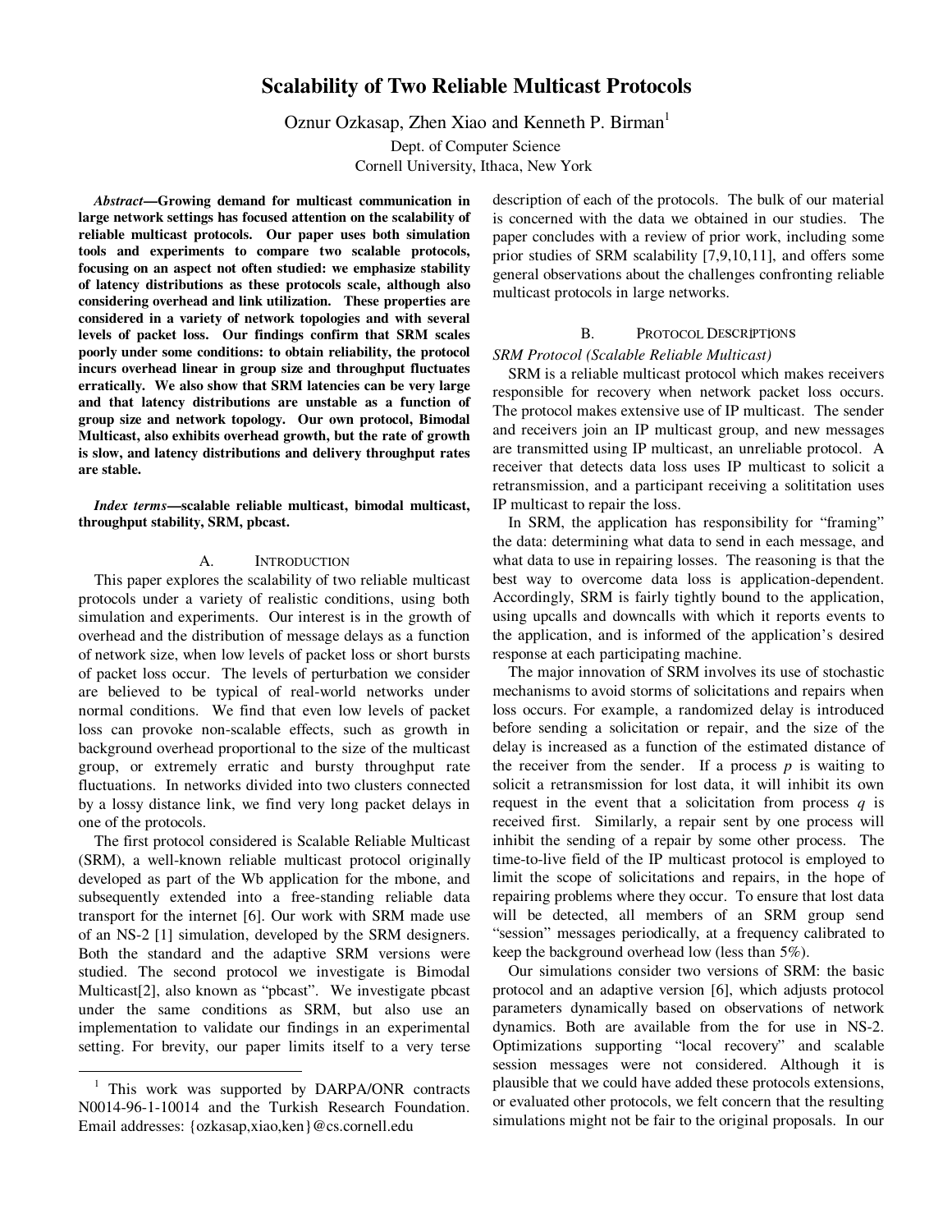# Scalability of Two Reliable Multicast Protocols

Oznur Ozkasap, Zhen Xiao and Kenneth P. Birman[1]

Dept. of Computer Science
Cornell University, Ithaca, New York

***Abstract*—Growing demand for multicast communication in large network settings has focused attention on the scalability of reliable multicast protocols. Our paper uses both simulation tools and experiments to compare two scalable protocols, focusing on an aspect not often studied: we emphasize stability of latency distributions as these protocols scale, although also considering overhead and link utilization. These properties are considered in a variety of network topologies and with several levels of packet loss. Our findings confirm that SRM scales poorly under some conditions: to obtain reliability, the protocol incurs overhead linear in group size and throughput fluctuates erratically. We also show that SRM latencies can be very large and that latency distributions are unstable as a function of group size and network topology. Our own protocol, Bimodal Multicast, also exhibits overhead growth, but the rate of growth is slow, and latency distributions and delivery throughput rates are stable.**

***Index terms*—scalable reliable multicast, bimodal multicast, throughput stability, SRM, pbcast.**

## A. Introduction

This paper explores the scalability of two reliable multicast protocols under a variety of realistic conditions, using both simulation and experiments. Our interest is in the growth of overhead and the distribution of message delays as a function of network size, when low levels of packet loss or short bursts of packet loss occur. The levels of perturbation we consider are believed to be typical of real-world networks under normal conditions. We find that even low levels of packet loss can provoke non-scalable effects, such as growth in background overhead proportional to the size of the multicast group, or extremely erratic and bursty throughput rate fluctuations. In networks divided into two clusters connected by a lossy distance link, we find very long packet delays in one of the protocols.

The first protocol considered is Scalable Reliable Multicast (SRM), a well-known reliable multicast protocol originally developed as part of the Wb application for the mbone, and subsequently extended into a free-standing reliable data transport for the internet [6]. Our work with SRM made use of an NS-2 [1] simulation, developed by the SRM designers. Both the standard and the adaptive SRM versions were studied. The second protocol we investigate is Bimodal Multicast[2], also known as "pbcast". We investigate pbcast under the same conditions as SRM, but also use an implementation to validate our findings in an experimental setting. For brevity, our paper limits itself to a very terse description of each of the protocols. The bulk of our material is concerned with the data we obtained in our studies. The paper concludes with a review of prior work, including some prior studies of SRM scalability [7,9,10,11], and offers some general observations about the challenges confronting reliable multicast protocols in large networks.

## B. Protocol Descriptions

### *SRM Protocol (Scalable Reliable Multicast)*

SRM is a reliable multicast protocol which makes receivers responsible for recovery when network packet loss occurs. The protocol makes extensive use of IP multicast. The sender and receivers join an IP multicast group, and new messages are transmitted using IP multicast, an unreliable protocol. A receiver that detects data loss uses IP multicast to solicit a retransmission, and a participant receiving a solititation uses IP multicast to repair the loss.

In SRM, the application has responsibility for "framing" the data: determining what data to send in each message, and what data to use in repairing losses. The reasoning is that the best way to overcome data loss is application-dependent. Accordingly, SRM is fairly tightly bound to the application, using upcalls and downcalls with which it reports events to the application, and is informed of the application's desired response at each participating machine.

The major innovation of SRM involves its use of stochastic mechanisms to avoid storms of solicitations and repairs when loss occurs. For example, a randomized delay is introduced before sending a solicitation or repair, and the size of the delay is increased as a function of the estimated distance of the receiver from the sender. If a process $p$ is waiting to solicit a retransmission for lost data, it will inhibit its own request in the event that a solicitation from process $q$ is received first. Similarly, a repair sent by one process will inhibit the sending of a repair by some other process. The time-to-live field of the IP multicast protocol is employed to limit the scope of solicitations and repairs, in the hope of repairing problems where they occur. To ensure that lost data will be detected, all members of an SRM group send "session" messages periodically, at a frequency calibrated to keep the background overhead low (less than 5%).

Our simulations consider two versions of SRM: the basic protocol and an adaptive version [6], which adjusts protocol parameters dynamically based on observations of network dynamics. Both are available from the for use in NS-2. Optimizations supporting "local recovery" and scalable session messages were not considered. Although it is plausible that we could have added these protocols extensions, or evaluated other protocols, we felt concern that the resulting simulations might not be fair to the original proposals. In our

---

[1] This work was supported by DARPA/ONR contracts N0014-96-1-10014 and the Turkish Research Foundation. Email addresses: {ozkasap,xiao,ken}@cs.cornell.edu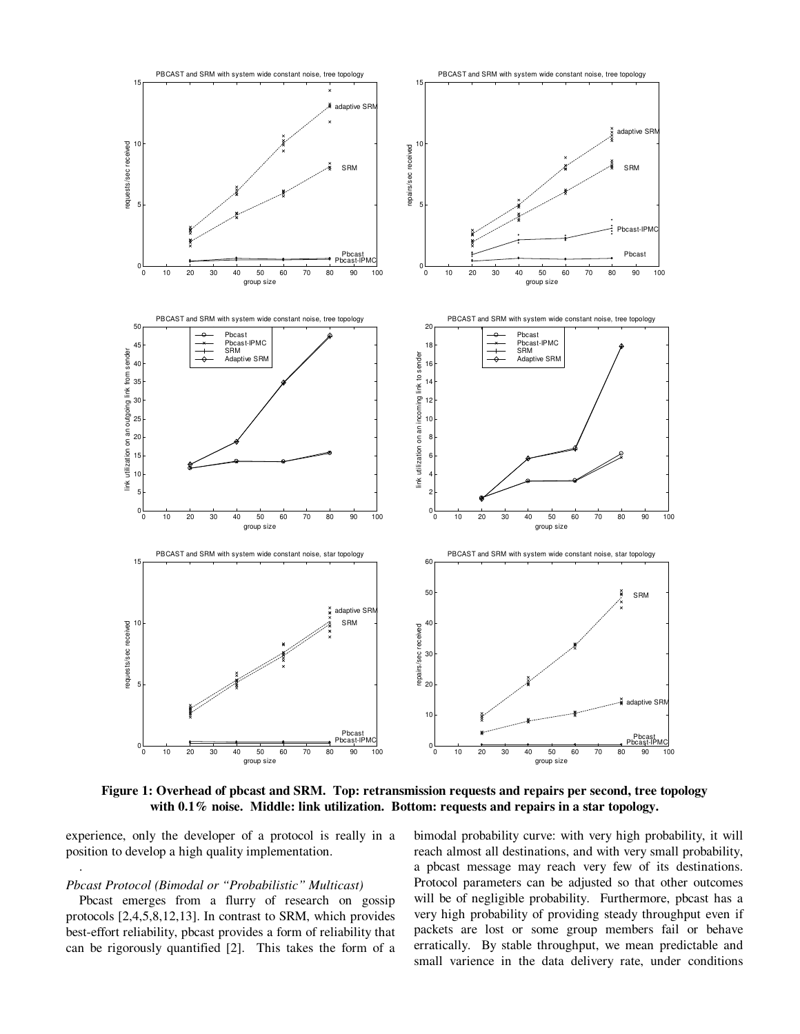**Figure 1: Overhead of pbcast and SRM. Top: retransmission requests and repairs per second, tree topology with 0.1% noise. Middle: link utilization. Bottom: requests and repairs in a star topology.**

experience, only the developer of a protocol is really in a position to develop a high quality implementation.

.

*Pbcast Protocol (Bimodal or "Probabilistic" Multicast)*

Pbcast emerges from a flurry of research on gossip protocols [2,4,5,8,12,13]. In contrast to SRM, which provides best-effort reliability, pbcast provides a form of reliability that can be rigorously quantified [2]. This takes the form of a bimodal probability curve: with very high probability, it will reach almost all destinations, and with very small probability, a pbcast message may reach very few of its destinations. Protocol parameters can be adjusted so that other outcomes will be of negligible probability. Furthermore, pbcast has a very high probability of providing steady throughput even if packets are lost or some group members fail or behave erratically. By stable throughput, we mean predictable and small varience in the data delivery rate, under conditions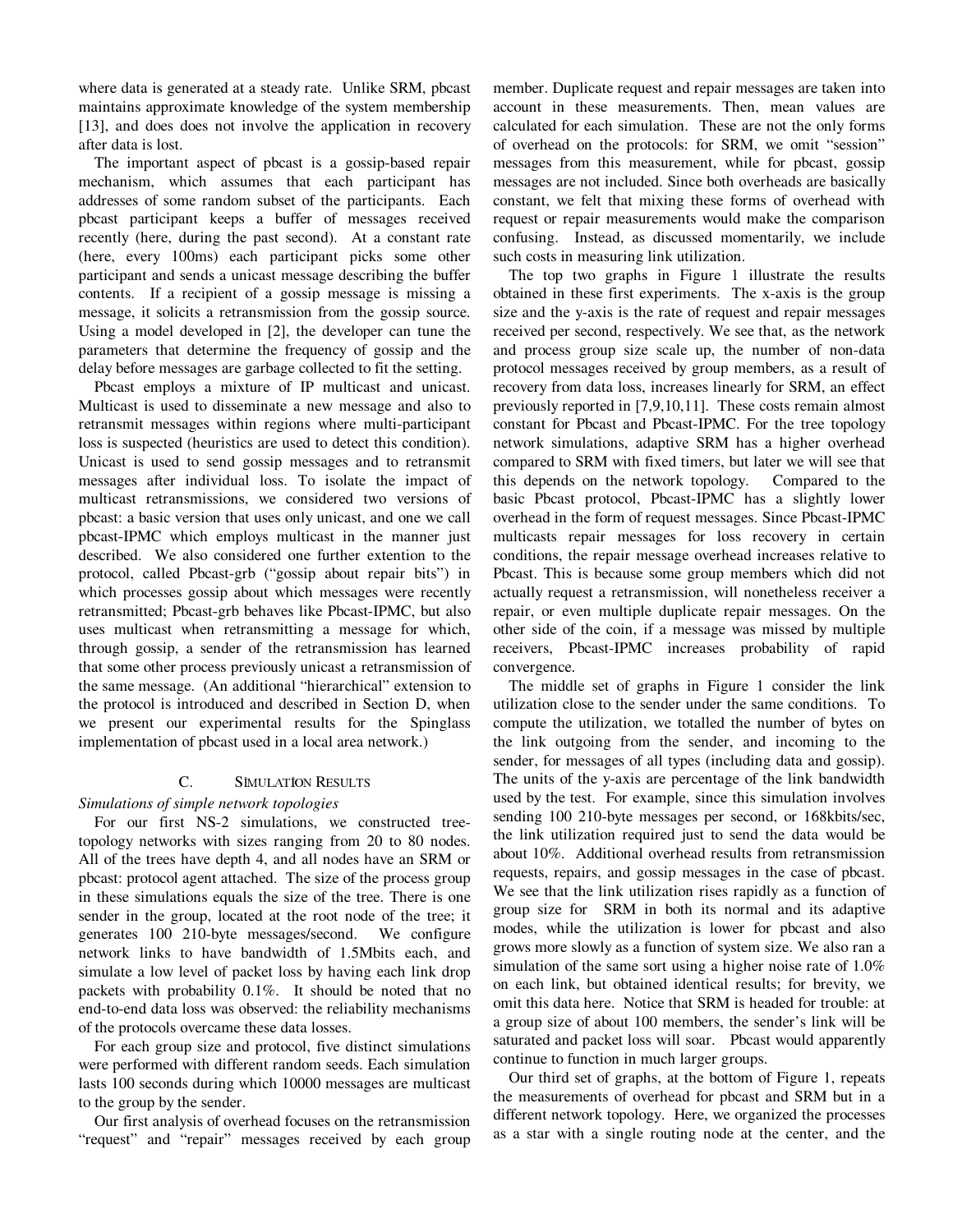where data is generated at a steady rate. Unlike SRM, pbcast maintains approximate knowledge of the system membership [13], and does does not involve the application in recovery after data is lost.

The important aspect of pbcast is a gossip-based repair mechanism, which assumes that each participant has addresses of some random subset of the participants. Each pbcast participant keeps a buffer of messages received recently (here, during the past second). At a constant rate (here, every 100ms) each participant picks some other participant and sends a unicast message describing the buffer contents. If a recipient of a gossip message is missing a message, it solicits a retransmission from the gossip source. Using a model developed in [2], the developer can tune the parameters that determine the frequency of gossip and the delay before messages are garbage collected to fit the setting.

Pbcast employs a mixture of IP multicast and unicast. Multicast is used to disseminate a new message and also to retransmit messages within regions where multi-participant loss is suspected (heuristics are used to detect this condition). Unicast is used to send gossip messages and to retransmit messages after individual loss. To isolate the impact of multicast retransmissions, we considered two versions of pbcast: a basic version that uses only unicast, and one we call pbcast-IPMC which employs multicast in the manner just described. We also considered one further extention to the protocol, called Pbcast-grb ("gossip about repair bits") in which processes gossip about which messages were recently retransmitted; Pbcast-grb behaves like Pbcast-IPMC, but also uses multicast when retransmitting a message for which, through gossip, a sender of the retransmission has learned that some other process previously unicast a retransmission of the same message. (An additional "hierarchical" extension to the protocol is introduced and described in Section D, when we present our experimental results for the Spinglass implementation of pbcast used in a local area network.)

## C. Simulation Results

*Simulations of simple network topologies*

For our first NS-2 simulations, we constructed tree-topology networks with sizes ranging from 20 to 80 nodes. All of the trees have depth 4, and all nodes have an SRM or pbcast: protocol agent attached. The size of the process group in these simulations equals the size of the tree. There is one sender in the group, located at the root node of the tree; it generates 100 210-byte messages/second. We configure network links to have bandwidth of 1.5Mbits each, and simulate a low level of packet loss by having each link drop packets with probability 0.1%. It should be noted that no end-to-end data loss was observed: the reliability mechanisms of the protocols overcame these data losses.

For each group size and protocol, five distinct simulations were performed with different random seeds. Each simulation lasts 100 seconds during which 10000 messages are multicast to the group by the sender.

Our first analysis of overhead focuses on the retransmission "request" and "repair" messages received by each group member. Duplicate request and repair messages are taken into account in these measurements. Then, mean values are calculated for each simulation. These are not the only forms of overhead on the protocols: for SRM, we omit "session" messages from this measurement, while for pbcast, gossip messages are not included. Since both overheads are basically constant, we felt that mixing these forms of overhead with request or repair measurements would make the comparison confusing. Instead, as discussed momentarily, we include such costs in measuring link utilization.

The top two graphs in Figure 1 illustrate the results obtained in these first experiments. The x-axis is the group size and the y-axis is the rate of request and repair messages received per second, respectively. We see that, as the network and process group size scale up, the number of non-data protocol messages received by group members, as a result of recovery from data loss, increases linearly for SRM, an effect previously reported in [7,9,10,11]. These costs remain almost constant for Pbcast and Pbcast-IPMC. For the tree topology network simulations, adaptive SRM has a higher overhead compared to SRM with fixed timers, but later we will see that this depends on the network topology. Compared to the basic Pbcast protocol, Pbcast-IPMC has a slightly lower overhead in the form of request messages. Since Pbcast-IPMC multicasts repair messages for loss recovery in certain conditions, the repair message overhead increases relative to Pbcast. This is because some group members which did not actually request a retransmission, will nonetheless receiver a repair, or even multiple duplicate repair messages. On the other side of the coin, if a message was missed by multiple receivers, Pbcast-IPMC increases probability of rapid convergence.

The middle set of graphs in Figure 1 consider the link utilization close to the sender under the same conditions. To compute the utilization, we totalled the number of bytes on the link outgoing from the sender, and incoming to the sender, for messages of all types (including data and gossip). The units of the y-axis are percentage of the link bandwidth used by the test. For example, since this simulation involves sending 100 210-byte messages per second, or 168kbits/sec, the link utilization required just to send the data would be about 10%. Additional overhead results from retransmission requests, repairs, and gossip messages in the case of pbcast. We see that the link utilization rises rapidly as a function of group size for SRM in both its normal and its adaptive modes, while the utilization is lower for pbcast and also grows more slowly as a function of system size. We also ran a simulation of the same sort using a higher noise rate of 1.0% on each link, but obtained identical results; for brevity, we omit this data here. Notice that SRM is headed for trouble: at a group size of about 100 members, the sender's link will be saturated and packet loss will soar. Pbcast would apparently continue to function in much larger groups.

Our third set of graphs, at the bottom of Figure 1, repeats the measurements of overhead for pbcast and SRM but in a different network topology. Here, we organized the processes as a star with a single routing node at the center, and the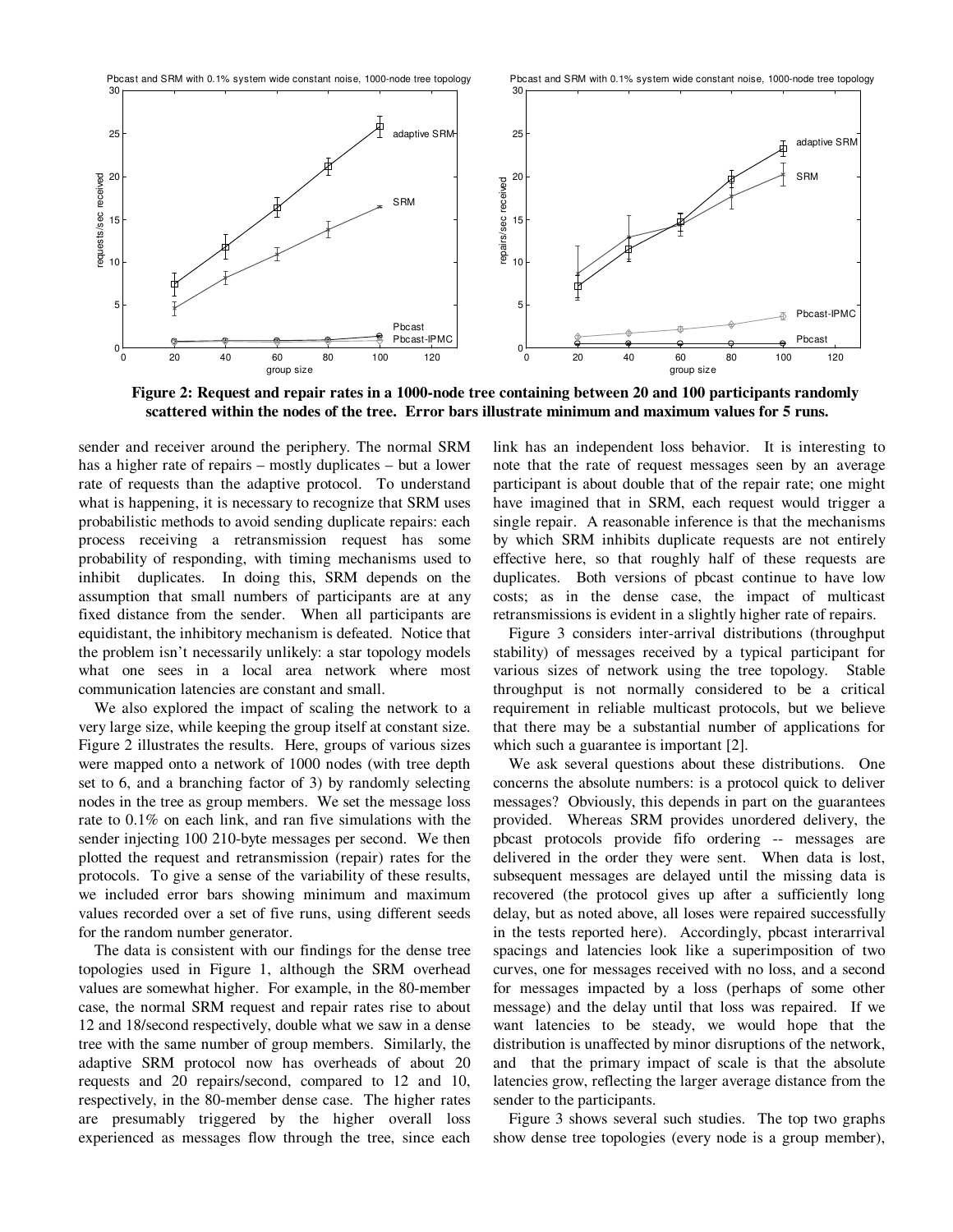**Figure 2: Request and repair rates in a 1000-node tree containing between 20 and 100 participants randomly scattered within the nodes of the tree. Error bars illustrate minimum and maximum values for 5 runs.**

sender and receiver around the periphery. The normal SRM has a higher rate of repairs – mostly duplicates – but a lower rate of requests than the adaptive protocol. To understand what is happening, it is necessary to recognize that SRM uses probabilistic methods to avoid sending duplicate repairs: each process receiving a retransmission request has some probability of responding, with timing mechanisms used to inhibit duplicates. In doing this, SRM depends on the assumption that small numbers of participants are at any fixed distance from the sender. When all participants are equidistant, the inhibitory mechanism is defeated. Notice that the problem isn't necessarily unlikely: a star topology models what one sees in a local area network where most communication latencies are constant and small.

We also explored the impact of scaling the network to a very large size, while keeping the group itself at constant size. Figure 2 illustrates the results. Here, groups of various sizes were mapped onto a network of 1000 nodes (with tree depth set to 6, and a branching factor of 3) by randomly selecting nodes in the tree as group members. We set the message loss rate to 0.1% on each link, and ran five simulations with the sender injecting 100 210-byte messages per second. We then plotted the request and retransmission (repair) rates for the protocols. To give a sense of the variability of these results, we included error bars showing minimum and maximum values recorded over a set of five runs, using different seeds for the random number generator.

The data is consistent with our findings for the dense tree topologies used in Figure 1, although the SRM overhead values are somewhat higher. For example, in the 80-member case, the normal SRM request and repair rates rise to about 12 and 18/second respectively, double what we saw in a dense tree with the same number of group members. Similarly, the adaptive SRM protocol now has overheads of about 20 requests and 20 repairs/second, compared to 12 and 10, respectively, in the 80-member dense case. The higher rates are presumably triggered by the higher overall loss experienced as messages flow through the tree, since each link has an independent loss behavior. It is interesting to note that the rate of request messages seen by an average participant is about double that of the repair rate; one might have imagined that in SRM, each request would trigger a single repair. A reasonable inference is that the mechanisms by which SRM inhibits duplicate requests are not entirely effective here, so that roughly half of these requests are duplicates. Both versions of pbcast continue to have low costs; as in the dense case, the impact of multicast retransmissions is evident in a slightly higher rate of repairs.

Figure 3 considers inter-arrival distributions (throughput stability) of messages received by a typical participant for various sizes of network using the tree topology. Stable throughput is not normally considered to be a critical requirement in reliable multicast protocols, but we believe that there may be a substantial number of applications for which such a guarantee is important [2].

We ask several questions about these distributions. One concerns the absolute numbers: is a protocol quick to deliver messages? Obviously, this depends in part on the guarantees provided. Whereas SRM provides unordered delivery, the pbcast protocols provide fifo ordering -- messages are delivered in the order they were sent. When data is lost, subsequent messages are delayed until the missing data is recovered (the protocol gives up after a sufficiently long delay, but as noted above, all loses were repaired successfully in the tests reported here). Accordingly, pbcast interarrival spacings and latencies look like a superimposition of two curves, one for messages received with no loss, and a second for messages impacted by a loss (perhaps of some other message) and the delay until that loss was repaired. If we want latencies to be steady, we would hope that the distribution is unaffected by minor disruptions of the network, and that the primary impact of scale is that the absolute latencies grow, reflecting the larger average distance from the sender to the participants.

Figure 3 shows several such studies. The top two graphs show dense tree topologies (every node is a group member),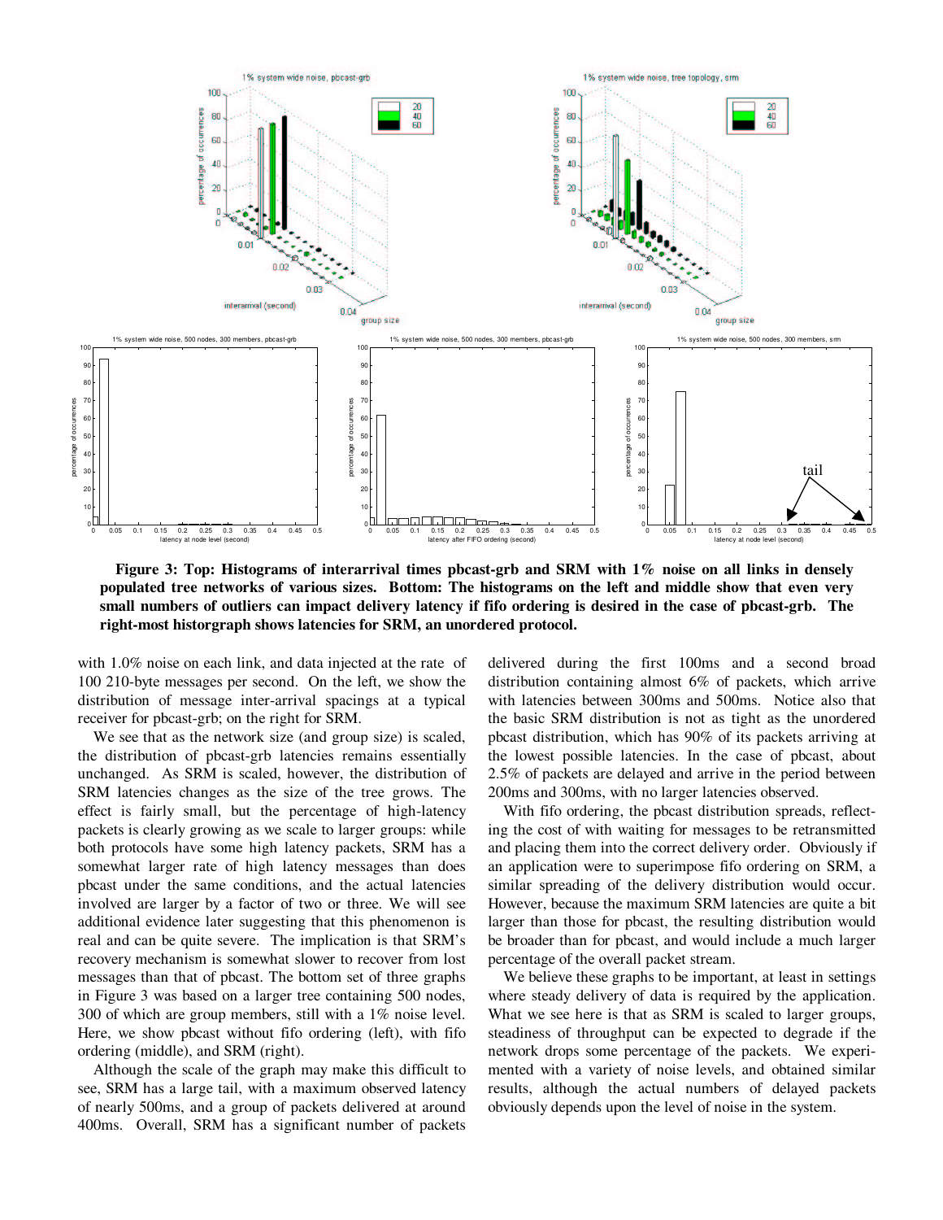**Figure 3: Top: Histograms of interarrival times pbcast-grb and SRM with 1% noise on all links in densely populated tree networks of various sizes. Bottom: The histograms on the left and middle show that even very small numbers of outliers can impact delivery latency if fifo ordering is desired in the case of pbcast-grb. The right-most historgraph shows latencies for SRM, an unordered protocol.**

with 1.0% noise on each link, and data injected at the rate of 100 210-byte messages per second. On the left, we show the distribution of message inter-arrival spacings at a typical receiver for pbcast-grb; on the right for SRM.

We see that as the network size (and group size) is scaled, the distribution of pbcast-grb latencies remains essentially unchanged. As SRM is scaled, however, the distribution of SRM latencies changes as the size of the tree grows. The effect is fairly small, but the percentage of high-latency packets is clearly growing as we scale to larger groups: while both protocols have some high latency packets, SRM has a somewhat larger rate of high latency messages than does pbcast under the same conditions, and the actual latencies involved are larger by a factor of two or three. We will see additional evidence later suggesting that this phenomenon is real and can be quite severe. The implication is that SRM's recovery mechanism is somewhat slower to recover from lost messages than that of pbcast. The bottom set of three graphs in Figure 3 was based on a larger tree containing 500 nodes, 300 of which are group members, still with a 1% noise level. Here, we show pbcast without fifo ordering (left), with fifo ordering (middle), and SRM (right).

Although the scale of the graph may make this difficult to see, SRM has a large tail, with a maximum observed latency of nearly 500ms, and a group of packets delivered at around 400ms. Overall, SRM has a significant number of packets delivered during the first 100ms and a second broad distribution containing almost 6% of packets, which arrive with latencies between 300ms and 500ms. Notice also that the basic SRM distribution is not as tight as the unordered pbcast distribution, which has 90% of its packets arriving at the lowest possible latencies. In the case of pbcast, about 2.5% of packets are delayed and arrive in the period between 200ms and 300ms, with no larger latencies observed.

With fifo ordering, the pbcast distribution spreads, reflecting the cost of with waiting for messages to be retransmitted and placing them into the correct delivery order. Obviously if an application were to superimpose fifo ordering on SRM, a similar spreading of the delivery distribution would occur. However, because the maximum SRM latencies are quite a bit larger than those for pbcast, the resulting distribution would be broader than for pbcast, and would include a much larger percentage of the overall packet stream.

We believe these graphs to be important, at least in settings where steady delivery of data is required by the application. What we see here is that as SRM is scaled to larger groups, steadiness of throughput can be expected to degrade if the network drops some percentage of the packets. We experimented with a variety of noise levels, and obtained similar results, although the actual numbers of delayed packets obviously depends upon the level of noise in the system.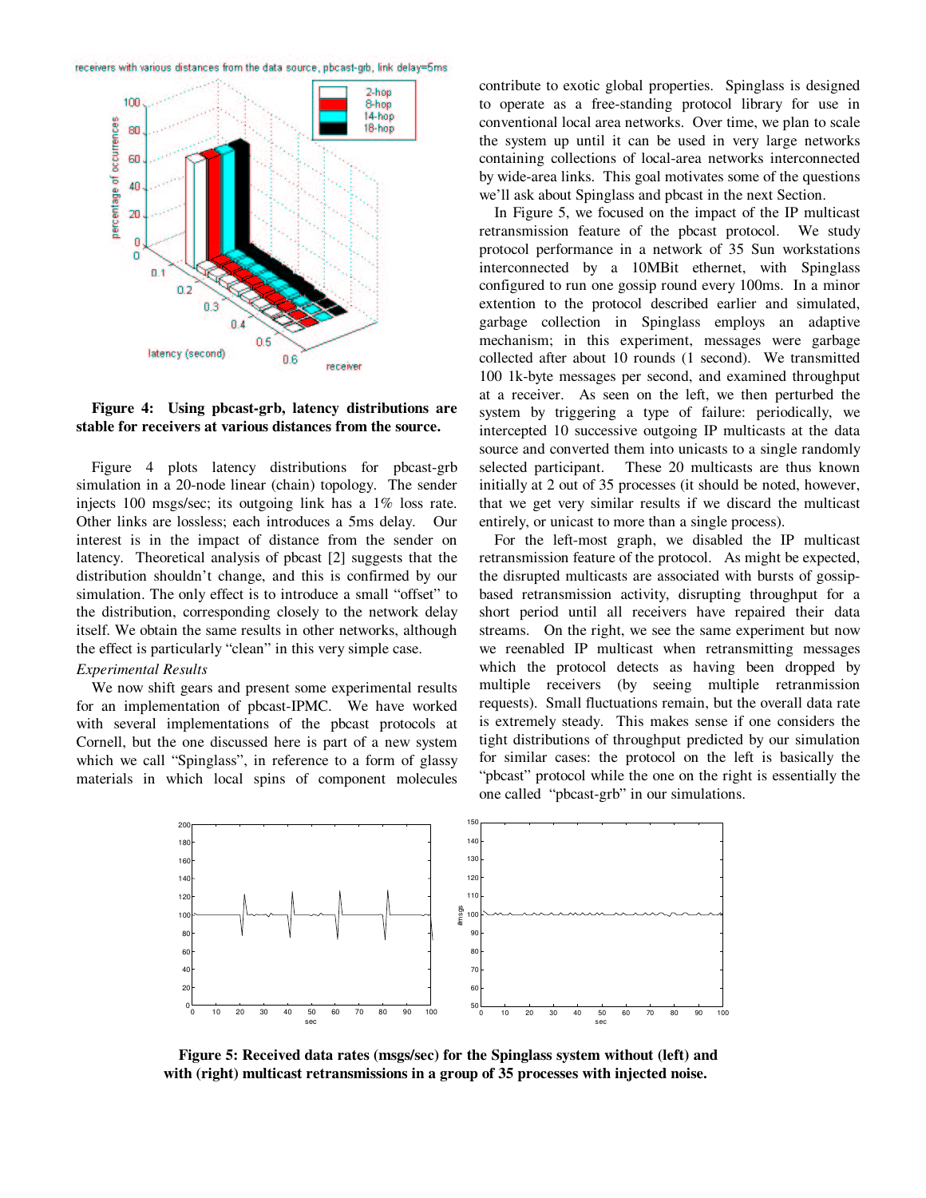**Figure 4: Using pbcast-grb, latency distributions are stable for receivers at various distances from the source.**

Figure 4 plots latency distributions for pbcast-grb simulation in a 20-node linear (chain) topology. The sender injects 100 msgs/sec; its outgoing link has a 1% loss rate. Other links are lossless; each introduces a 5ms delay. Our interest is in the impact of distance from the sender on latency. Theoretical analysis of pbcast [2] suggests that the distribution shouldn't change, and this is confirmed by our simulation. The only effect is to introduce a small "offset" to the distribution, corresponding closely to the network delay itself. We obtain the same results in other networks, although the effect is particularly "clean" in this very simple case.

*Experimental Results*

We now shift gears and present some experimental results for an implementation of pbcast-IPMC. We have worked with several implementations of the pbcast protocols at Cornell, but the one discussed here is part of a new system which we call "Spinglass", in reference to a form of glassy materials in which local spins of component molecules contribute to exotic global properties. Spinglass is designed to operate as a free-standing protocol library for use in conventional local area networks. Over time, we plan to scale the system up until it can be used in very large networks containing collections of local-area networks interconnected by wide-area links. This goal motivates some of the questions we'll ask about Spinglass and pbcast in the next Section.

In Figure 5, we focused on the impact of the IP multicast retransmission feature of the pbcast protocol. We study protocol performance in a network of 35 Sun workstations interconnected by a 10MBit ethernet, with Spinglass configured to run one gossip round every 100ms. In a minor extention to the protocol described earlier and simulated, garbage collection in Spinglass employs an adaptive mechanism; in this experiment, messages were garbage collected after about 10 rounds (1 second). We transmitted 100 1k-byte messages per second, and examined throughput at a receiver. As seen on the left, we then perturbed the system by triggering a type of failure: periodically, we intercepted 10 successive outgoing IP multicasts at the data source and converted them into unicasts to a single randomly selected participant. These 20 multicasts are thus known initially at 2 out of 35 processes (it should be noted, however, that we get very similar results if we discard the multicast entirely, or unicast to more than a single process).

For the left-most graph, we disabled the IP multicast retransmission feature of the protocol. As might be expected, the disrupted multicasts are associated with bursts of gossip-based retransmission activity, disrupting throughput for a short period until all receivers have repaired their data streams. On the right, we see the same experiment but now we reenabled IP multicast when retransmitting messages which the protocol detects as having been dropped by multiple receivers (by seeing multiple retransmission requests). Small fluctuations remain, but the overall data rate is extremely steady. This makes sense if one considers the tight distributions of throughput predicted by our simulation for similar cases: the protocol on the left is basically the "pbcast" protocol while the one on the right is essentially the one called "pbcast-grb" in our simulations.

**Figure 5: Received data rates (msgs/sec) for the Spinglass system without (left) and with (right) multicast retransmissions in a group of 35 processes with injected noise.**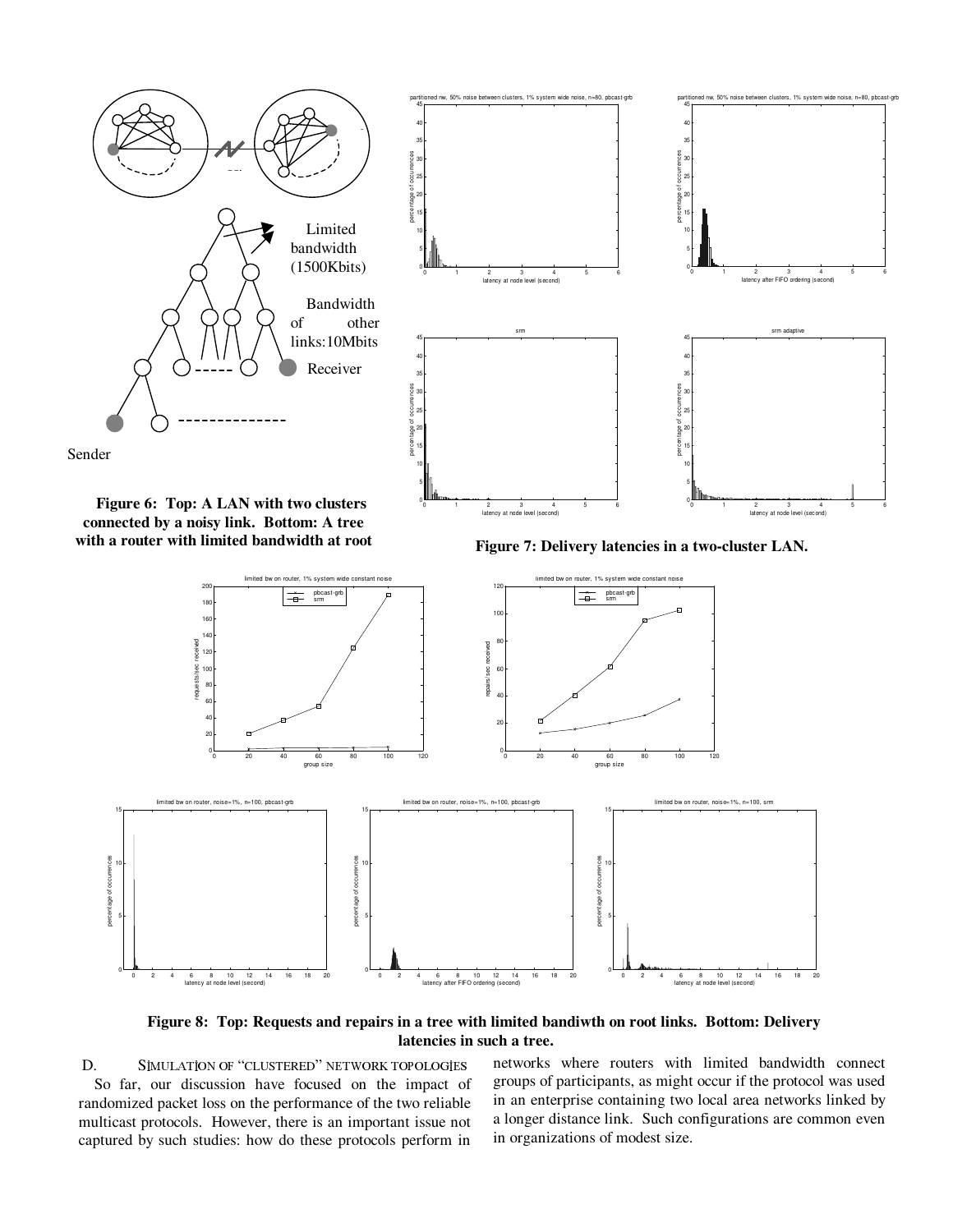**Figure 6: Top: A LAN with two clusters connected by a noisy link. Bottom: A tree with a router with limited bandwidth at root**

**Figure 7: Delivery latencies in a two-cluster LAN.**

**Figure 8: Top: Requests and repairs in a tree with limited bandiwth on root links. Bottom: Delivery latencies in such a tree.**

### D. Simulation of "clustered" network topologies

So far, our discussion have focused on the impact of randomized packet loss on the performance of the two reliable multicast protocols. However, there is an important issue not captured by such studies: how do these protocols perform in networks where routers with limited bandwidth connect groups of participants, as might occur if the protocol was used in an enterprise containing two local area networks linked by a longer distance link. Such configurations are common even in organizations of modest size.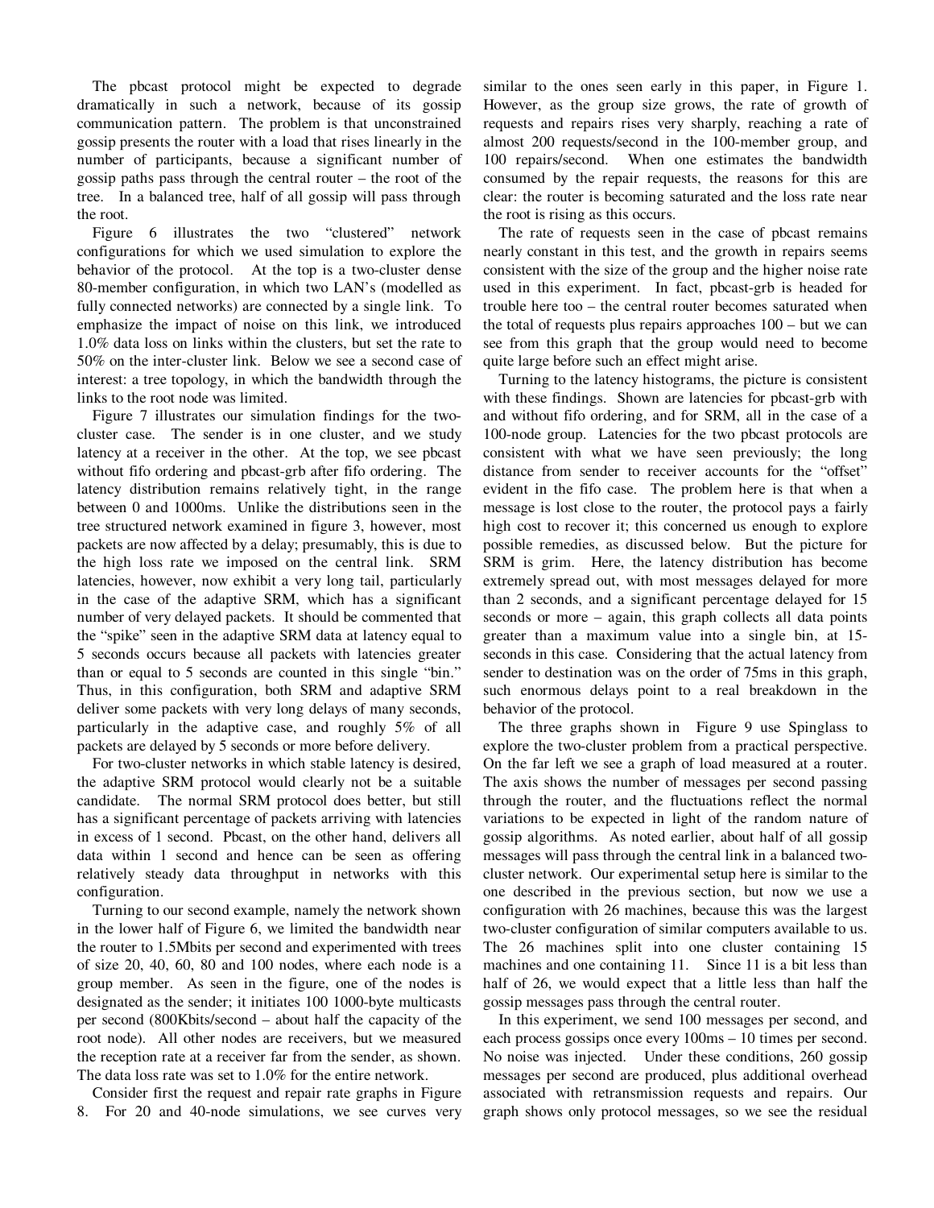The pbcast protocol might be expected to degrade dramatically in such a network, because of its gossip communication pattern. The problem is that unconstrained gossip presents the router with a load that rises linearly in the number of participants, because a significant number of gossip paths pass through the central router – the root of the tree. In a balanced tree, half of all gossip will pass through the root.

Figure 6 illustrates the two "clustered" network configurations for which we used simulation to explore the behavior of the protocol. At the top is a two-cluster dense 80-member configuration, in which two LAN's (modelled as fully connected networks) are connected by a single link. To emphasize the impact of noise on this link, we introduced 1.0% data loss on links within the clusters, but set the rate to 50% on the inter-cluster link. Below we see a second case of interest: a tree topology, in which the bandwidth through the links to the root node was limited.

Figure 7 illustrates our simulation findings for the two-cluster case. The sender is in one cluster, and we study latency at a receiver in the other. At the top, we see pbcast without fifo ordering and pbcast-grb after fifo ordering. The latency distribution remains relatively tight, in the range between 0 and 1000ms. Unlike the distributions seen in the tree structured network examined in figure 3, however, most packets are now affected by a delay; presumably, this is due to the high loss rate we imposed on the central link. SRM latencies, however, now exhibit a very long tail, particularly in the case of the adaptive SRM, which has a significant number of very delayed packets. It should be commented that the "spike" seen in the adaptive SRM data at latency equal to 5 seconds occurs because all packets with latencies greater than or equal to 5 seconds are counted in this single "bin." Thus, in this configuration, both SRM and adaptive SRM deliver some packets with very long delays of many seconds, particularly in the adaptive case, and roughly 5% of all packets are delayed by 5 seconds or more before delivery.

For two-cluster networks in which stable latency is desired, the adaptive SRM protocol would clearly not be a suitable candidate. The normal SRM protocol does better, but still has a significant percentage of packets arriving with latencies in excess of 1 second. Pbcast, on the other hand, delivers all data within 1 second and hence can be seen as offering relatively steady data throughput in networks with this configuration.

Turning to our second example, namely the network shown in the lower half of Figure 6, we limited the bandwidth near the router to 1.5Mbits per second and experimented with trees of size 20, 40, 60, 80 and 100 nodes, where each node is a group member. As seen in the figure, one of the nodes is designated as the sender; it initiates 100 1000-byte multicasts per second (800Kbits/second – about half the capacity of the root node). All other nodes are receivers, but we measured the reception rate at a receiver far from the sender, as shown. The data loss rate was set to 1.0% for the entire network.

Consider first the request and repair rate graphs in Figure 8. For 20 and 40-node simulations, we see curves very similar to the ones seen early in this paper, in Figure 1. However, as the group size grows, the rate of growth of requests and repairs rises very sharply, reaching a rate of almost 200 requests/second in the 100-member group, and 100 repairs/second. When one estimates the bandwidth consumed by the repair requests, the reasons for this are clear: the router is becoming saturated and the loss rate near the root is rising as this occurs.

The rate of requests seen in the case of pbcast remains nearly constant in this test, and the growth in repairs seems consistent with the size of the group and the higher noise rate used in this experiment. In fact, pbcast-grb is headed for trouble here too – the central router becomes saturated when the total of requests plus repairs approaches 100 – but we can see from this graph that the group would need to become quite large before such an effect might arise.

Turning to the latency histograms, the picture is consistent with these findings. Shown are latencies for pbcast-grb with and without fifo ordering, and for SRM, all in the case of a 100-node group. Latencies for the two pbcast protocols are consistent with what we have seen previously; the long distance from sender to receiver accounts for the "offset" evident in the fifo case. The problem here is that when a message is lost close to the router, the protocol pays a fairly high cost to recover it; this concerned us enough to explore possible remedies, as discussed below. But the picture for SRM is grim. Here, the latency distribution has become extremely spread out, with most messages delayed for more than 2 seconds, and a significant percentage delayed for 15 seconds or more – again, this graph collects all data points greater than a maximum value into a single bin, at 15-seconds in this case. Considering that the actual latency from sender to destination was on the order of 75ms in this graph, such enormous delays point to a real breakdown in the behavior of the protocol.

The three graphs shown in Figure 9 use Spinglass to explore the two-cluster problem from a practical perspective. On the far left we see a graph of load measured at a router. The axis shows the number of messages per second passing through the router, and the fluctuations reflect the normal variations to be expected in light of the random nature of gossip algorithms. As noted earlier, about half of all gossip messages will pass through the central link in a balanced two-cluster network. Our experimental setup here is similar to the one described in the previous section, but now we use a configuration with 26 machines, because this was the largest two-cluster configuration of similar computers available to us. The 26 machines split into one cluster containing 15 machines and one containing 11. Since 11 is a bit less than half of 26, we would expect that a little less than half the gossip messages pass through the central router.

In this experiment, we send 100 messages per second, and each process gossips once every 100ms – 10 times per second. No noise was injected. Under these conditions, 260 gossip messages per second are produced, plus additional overhead associated with retransmission requests and repairs. Our graph shows only protocol messages, so we see the residual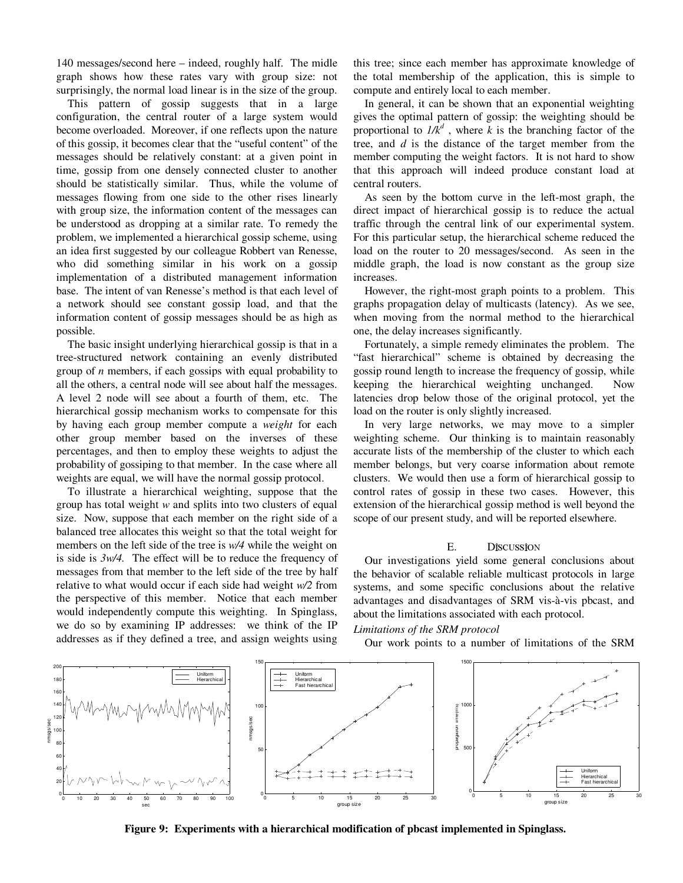140 messages/second here – indeed, roughly half. The midle graph shows how these rates vary with group size: not surprisingly, the normal load linear is in the size of the group.

This pattern of gossip suggests that in a large configuration, the central router of a large system would become overloaded. Moreover, if one reflects upon the nature of this gossip, it becomes clear that the "useful content" of the messages should be relatively constant: at a given point in time, gossip from one densely connected cluster to another should be statistically similar. Thus, while the volume of messages flowing from one side to the other rises linearly with group size, the information content of the messages can be understood as dropping at a similar rate. To remedy the problem, we implemented a hierarchical gossip scheme, using an idea first suggested by our colleague Robbert van Renesse, who did something similar in his work on a gossip implementation of a distributed management information base. The intent of van Renesse's method is that each level of a network should see constant gossip load, and that the information content of gossip messages should be as high as possible.

The basic insight underlying hierarchical gossip is that in a tree-structured network containing an evenly distributed group of *n* members, if each gossips with equal probability to all the others, a central node will see about half the messages. A level 2 node will see about a fourth of them, etc. The hierarchical gossip mechanism works to compensate for this by having each group member compute a *weight* for each other group member based on the inverses of these percentages, and then to employ these weights to adjust the probability of gossiping to that member. In the case where all weights are equal, we will have the normal gossip protocol.

To illustrate a hierarchical weighting, suppose that the group has total weight *w* and splits into two clusters of equal size. Now, suppose that each member on the right side of a balanced tree allocates this weight so that the total weight for members on the left side of the tree is *w/4* while the weight on is side is *3w/4*. The effect will be to reduce the frequency of messages from that member to the left side of the tree by half relative to what would occur if each side had weight *w/2* from the perspective of this member. Notice that each member would independently compute this weighting. In Spinglass, we do so by examining IP addresses: we think of the IP addresses as if they defined a tree, and assign weights using this tree; since each member has approximate knowledge of the total membership of the application, this is simple to compute and entirely local to each member.

In general, it can be shown that an exponential weighting gives the optimal pattern of gossip: the weighting should be proportional to $1/k^d$, where $k$ is the branching factor of the tree, and $d$ is the distance of the target member from the member computing the weight factors. It is not hard to show that this approach will indeed produce constant load at central routers.

As seen by the bottom curve in the left-most graph, the direct impact of hierarchical gossip is to reduce the actual traffic through the central link of our experimental system. For this particular setup, the hierarchical scheme reduced the load on the router to 20 messages/second. As seen in the middle graph, the load is now constant as the group size increases.

However, the right-most graph points to a problem. This graphs propagation delay of multicasts (latency). As we see, when moving from the normal method to the hierarchical one, the delay increases significantly.

Fortunately, a simple remedy eliminates the problem. The "fast hierarchical" scheme is obtained by decreasing the gossip round length to increase the frequency of gossip, while keeping the hierarchical weighting unchanged. Now latencies drop below those of the original protocol, yet the load on the router is only slightly increased.

In very large networks, we may move to a simpler weighting scheme. Our thinking is to maintain reasonably accurate lists of the membership of the cluster to which each member belongs, but very coarse information about remote clusters. We would then use a form of hierarchical gossip to control rates of gossip in these two cases. However, this extension of the hierarchical gossip method is well beyond the scope of our present study, and will be reported elsewhere.

## E. Discussion

Our investigations yield some general conclusions about the behavior of scalable reliable multicast protocols in large systems, and some specific conclusions about the relative advantages and disadvantages of SRM vis-à-vis pbcast, and about the limitations associated with each protocol.

### *Limitations of the SRM protocol*

Our work points to a number of limitations of the SRM

**Figure 9: Experiments with a hierarchical modification of pbcast implemented in Spinglass.**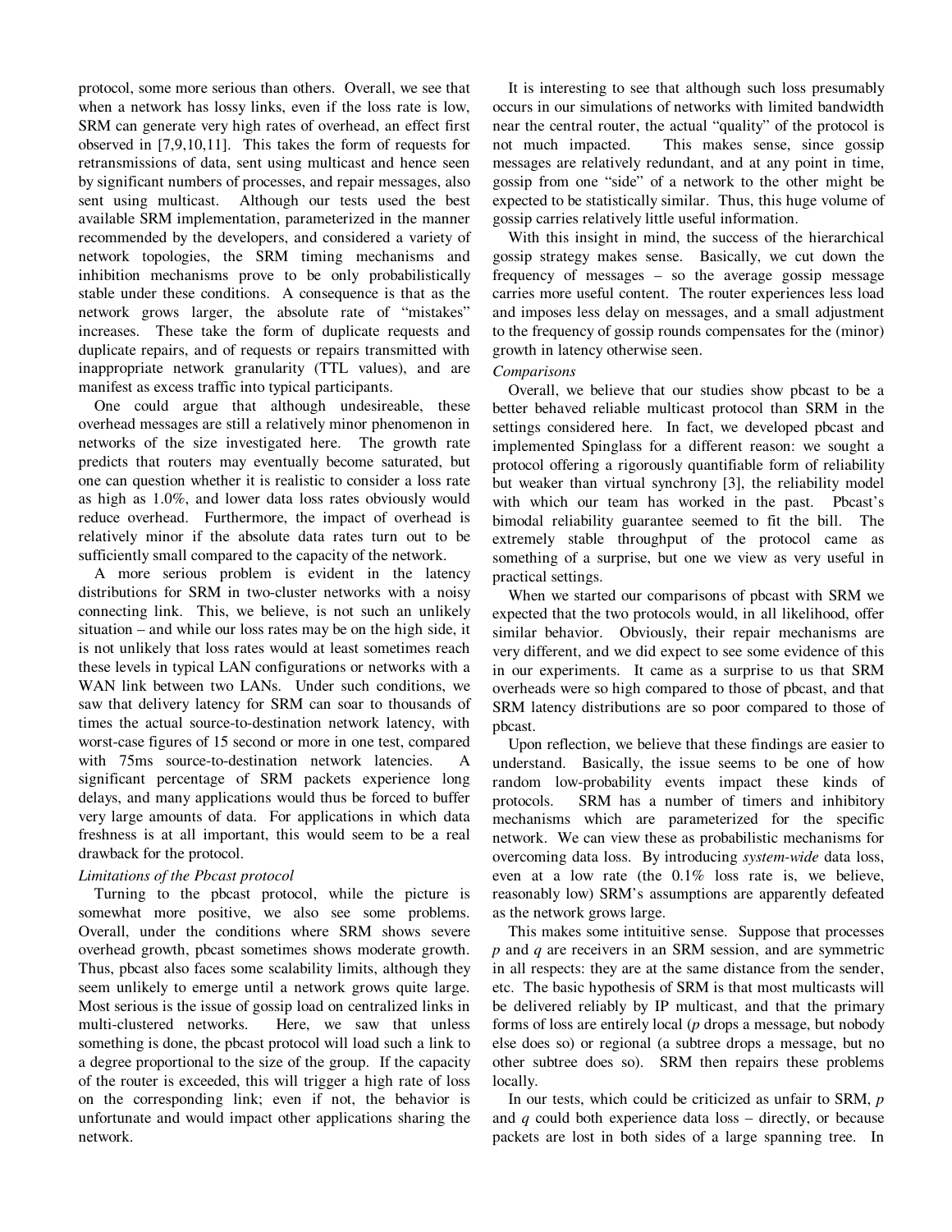protocol, some more serious than others. Overall, we see that when a network has lossy links, even if the loss rate is low, SRM can generate very high rates of overhead, an effect first observed in [7,9,10,11]. This takes the form of requests for retransmissions of data, sent using multicast and hence seen by significant numbers of processes, and repair messages, also sent using multicast. Although our tests used the best available SRM implementation, parameterized in the manner recommended by the developers, and considered a variety of network topologies, the SRM timing mechanisms and inhibition mechanisms prove to be only probabilistically stable under these conditions. A consequence is that as the network grows larger, the absolute rate of "mistakes" increases. These take the form of duplicate requests and duplicate repairs, and of requests or repairs transmitted with inappropriate network granularity (TTL values), and are manifest as excess traffic into typical participants.

One could argue that although undesireable, these overhead messages are still a relatively minor phenomenon in networks of the size investigated here. The growth rate predicts that routers may eventually become saturated, but one can question whether it is realistic to consider a loss rate as high as 1.0%, and lower data loss rates obviously would reduce overhead. Furthermore, the impact of overhead is relatively minor if the absolute data rates turn out to be sufficiently small compared to the capacity of the network.

A more serious problem is evident in the latency distributions for SRM in two-cluster networks with a noisy connecting link. This, we believe, is not such an unlikely situation – and while our loss rates may be on the high side, it is not unlikely that loss rates would at least sometimes reach these levels in typical LAN configurations or networks with a WAN link between two LANs. Under such conditions, we saw that delivery latency for SRM can soar to thousands of times the actual source-to-destination network latency, with worst-case figures of 15 second or more in one test, compared with 75ms source-to-destination network latencies. A significant percentage of SRM packets experience long delays, and many applications would thus be forced to buffer very large amounts of data. For applications in which data freshness is at all important, this would seem to be a real drawback for the protocol.

*Limitations of the Pbcast protocol*

Turning to the pbcast protocol, while the picture is somewhat more positive, we also see some problems. Overall, under the conditions where SRM shows severe overhead growth, pbcast sometimes shows moderate growth. Thus, pbcast also faces some scalability limits, although they seem unlikely to emerge until a network grows quite large. Most serious is the issue of gossip load on centralized links in multi-clustered networks. Here, we saw that unless something is done, the pbcast protocol will load such a link to a degree proportional to the size of the group. If the capacity of the router is exceeded, this will trigger a high rate of loss on the corresponding link; even if not, the behavior is unfortunate and would impact other applications sharing the network.

It is interesting to see that although such loss presumably occurs in our simulations of networks with limited bandwidth near the central router, the actual "quality" of the protocol is not much impacted. This makes sense, since gossip messages are relatively redundant, and at any point in time, gossip from one "side" of a network to the other might be expected to be statistically similar. Thus, this huge volume of gossip carries relatively little useful information.

With this insight in mind, the success of the hierarchical gossip strategy makes sense. Basically, we cut down the frequency of messages – so the average gossip message carries more useful content. The router experiences less load and imposes less delay on messages, and a small adjustment to the frequency of gossip rounds compensates for the (minor) growth in latency otherwise seen.

*Comparisons*

Overall, we believe that our studies show pbcast to be a better behaved reliable multicast protocol than SRM in the settings considered here. In fact, we developed pbcast and implemented Spinglass for a different reason: we sought a protocol offering a rigorously quantifiable form of reliability but weaker than virtual synchrony [3], the reliability model with which our team has worked in the past. Pbcast's bimodal reliability guarantee seemed to fit the bill. The extremely stable throughput of the protocol came as something of a surprise, but one we view as very useful in practical settings.

When we started our comparisons of pbcast with SRM we expected that the two protocols would, in all likelihood, offer similar behavior. Obviously, their repair mechanisms are very different, and we did expect to see some evidence of this in our experiments. It came as a surprise to us that SRM overheads were so high compared to those of pbcast, and that SRM latency distributions are so poor compared to those of pbcast.

Upon reflection, we believe that these findings are easier to understand. Basically, the issue seems to be one of how random low-probability events impact these kinds of protocols. SRM has a number of timers and inhibitory mechanisms which are parameterized for the specific network. We can view these as probabilistic mechanisms for overcoming data loss. By introducing *system-wide* data loss, even at a low rate (the 0.1% loss rate is, we believe, reasonably low) SRM's assumptions are apparently defeated as the network grows large.

This makes some intituitive sense. Suppose that processes *p* and *q* are receivers in an SRM session, and are symmetric in all respects: they are at the same distance from the sender, etc. The basic hypothesis of SRM is that most multicasts will be delivered reliably by IP multicast, and that the primary forms of loss are entirely local (*p* drops a message, but nobody else does so) or regional (a subtree drops a message, but no other subtree does so). SRM then repairs these problems locally.

In our tests, which could be criticized as unfair to SRM, *p* and *q* could both experience data loss – directly, or because packets are lost in both sides of a large spanning tree. In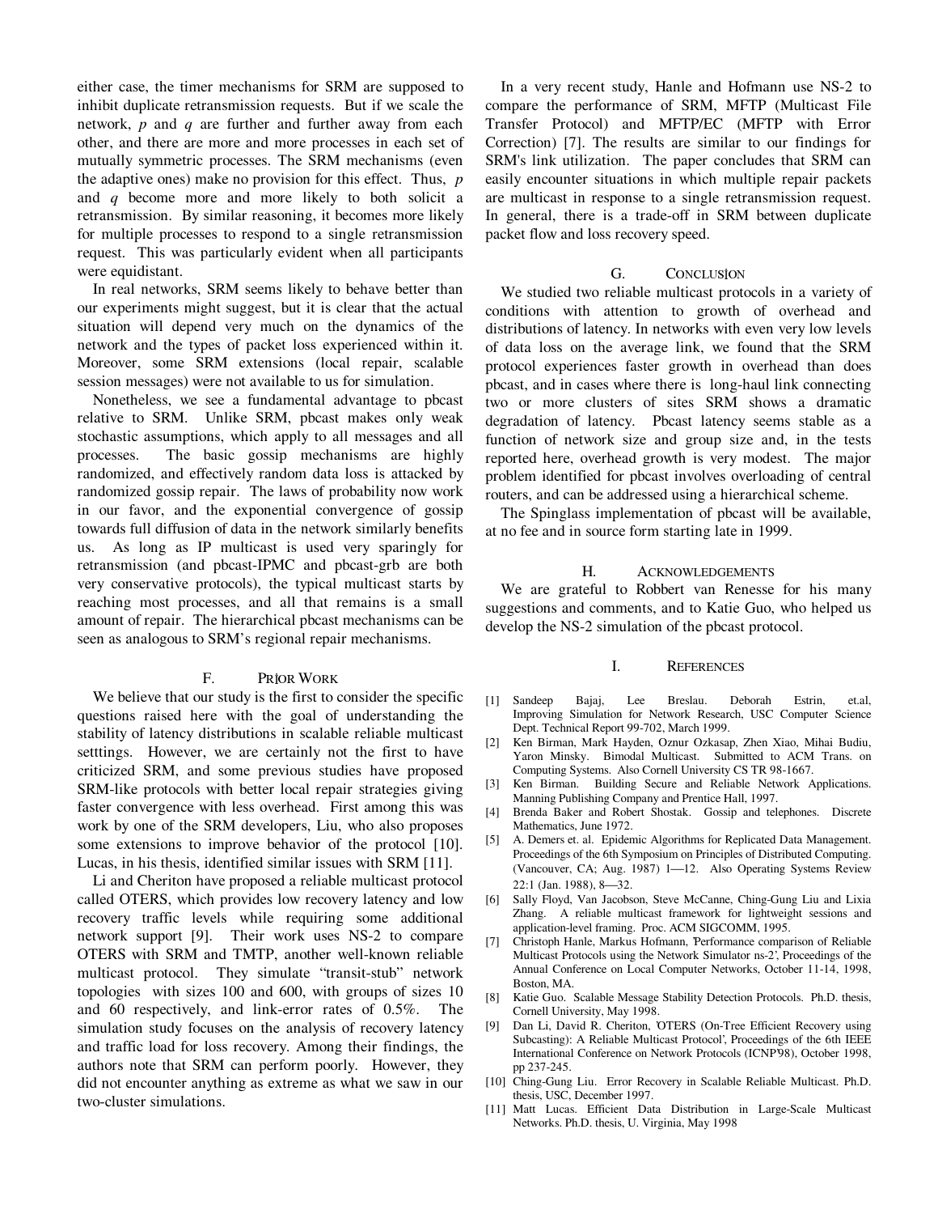either case, the timer mechanisms for SRM are supposed to inhibit duplicate retransmission requests. But if we scale the network, $p$ and $q$ are further and further away from each other, and there are more and more processes in each set of mutually symmetric processes. The SRM mechanisms (even the adaptive ones) make no provision for this effect. Thus, $p$ and $q$ become more and more likely to both solicit a retransmission. By similar reasoning, it becomes more likely for multiple processes to respond to a single retransmission request. This was particularly evident when all participants were equidistant.

In real networks, SRM seems likely to behave better than our experiments might suggest, but it is clear that the actual situation will depend very much on the dynamics of the network and the types of packet loss experienced within it. Moreover, some SRM extensions (local repair, scalable session messages) were not available to us for simulation.

Nonetheless, we see a fundamental advantage to pbcast relative to SRM. Unlike SRM, pbcast makes only weak stochastic assumptions, which apply to all messages and all processes. The basic gossip mechanisms are highly randomized, and effectively random data loss is attacked by randomized gossip repair. The laws of probability now work in our favor, and the exponential convergence of gossip towards full diffusion of data in the network similarly benefits us. As long as IP multicast is used very sparingly for retransmission (and pbcast-IPMC and pbcast-grb are both very conservative protocols), the typical multicast starts by reaching most processes, and all that remains is a small amount of repair. The hierarchical pbcast mechanisms can be seen as analogous to SRM's regional repair mechanisms.

## F. Prior Work

We believe that our study is the first to consider the specific questions raised here with the goal of understanding the stability of latency distributions in scalable reliable multicast setttings. However, we are certainly not the first to have criticized SRM, and some previous studies have proposed SRM-like protocols with better local repair strategies giving faster convergence with less overhead. First among this was work by one of the SRM developers, Liu, who also proposes some extensions to improve behavior of the protocol [10]. Lucas, in his thesis, identified similar issues with SRM [11].

Li and Cheriton have proposed a reliable multicast protocol called OTERS, which provides low recovery latency and low recovery traffic levels while requiring some additional network support [9]. Their work uses NS-2 to compare OTERS with SRM and TMTP, another well-known reliable multicast protocol. They simulate "transit-stub" network topologies with sizes 100 and 600, with groups of sizes 10 and 60 respectively, and link-error rates of 0.5%. The simulation study focuses on the analysis of recovery latency and traffic load for loss recovery. Among their findings, the authors note that SRM can perform poorly. However, they did not encounter anything as extreme as what we saw in our two-cluster simulations.

In a very recent study, Hanle and Hofmann use NS-2 to compare the performance of SRM, MFTP (Multicast File Transfer Protocol) and MFTP/EC (MFTP with Error Correction) [7]. The results are similar to our findings for SRM's link utilization. The paper concludes that SRM can easily encounter situations in which multiple repair packets are multicast in response to a single retransmission request. In general, there is a trade-off in SRM between duplicate packet flow and loss recovery speed.

## G. Conclusion

We studied two reliable multicast protocols in a variety of conditions with attention to growth of overhead and distributions of latency. In networks with even very low levels of data loss on the average link, we found that the SRM protocol experiences faster growth in overhead than does pbcast, and in cases where there is long-haul link connecting two or more clusters of sites SRM shows a dramatic degradation of latency. Pbcast latency seems stable as a function of network size and group size and, in the tests reported here, overhead growth is very modest. The major problem identified for pbcast involves overloading of central routers, and can be addressed using a hierarchical scheme.

The Spinglass implementation of pbcast will be available, at no fee and in source form starting late in 1999.

## H. Acknowledgements

We are grateful to Robbert van Renesse for his many suggestions and comments, and to Katie Guo, who helped us develop the NS-2 simulation of the pbcast protocol.

## I. References

[1] Sandeep Bajaj, Lee Breslau. Deborah Estrin, et.al, Improving Simulation for Network Research, USC Computer Science Dept. Technical Report 99-702, March 1999.

[2] Ken Birman, Mark Hayden, Oznur Ozkasap, Zhen Xiao, Mihai Budiu, Yaron Minsky. Bimodal Multicast. Submitted to ACM Trans. on Computing Systems. Also Cornell University CS TR 98-1667.

[3] Ken Birman. Building Secure and Reliable Network Applications. Manning Publishing Company and Prentice Hall, 1997.

[4] Brenda Baker and Robert Shostak. Gossip and telephones. Discrete Mathematics, June 1972.

[5] A. Demers et. al. Epidemic Algorithms for Replicated Data Management. Proceedings of the 6th Symposium on Principles of Distributed Computing. (Vancouver, CA; Aug. 1987) 1—12. Also Operating Systems Review 22:1 (Jan. 1988), 8—32.

[6] Sally Floyd, Van Jacobson, Steve McCanne, Ching-Gung Liu and Lixia Zhang. A reliable multicast framework for lightweight sessions and application-level framing. Proc. ACM SIGCOMM, 1995.

[7] Christoph Hanle, Markus Hofmann, 'Performance comparison of Reliable Multicast Protocols using the Network Simulator ns-2', Proceedings of the Annual Conference on Local Computer Networks, October 11-14, 1998, Boston, MA.

[8] Katie Guo. Scalable Message Stability Detection Protocols. Ph.D. thesis, Cornell University, May 1998.

[9] Dan Li, David R. Cheriton, 'OTERS (On-Tree Efficient Recovery using Subcasting): A Reliable Multicast Protocol', Proceedings of the 6th IEEE International Conference on Network Protocols (ICNP'98), October 1998, pp 237-245.

[10] Ching-Gung Liu. Error Recovery in Scalable Reliable Multicast. Ph.D. thesis, USC, December 1997.

[11] Matt Lucas. Efficient Data Distribution in Large-Scale Multicast Networks. Ph.D. thesis, U. Virginia, May 1998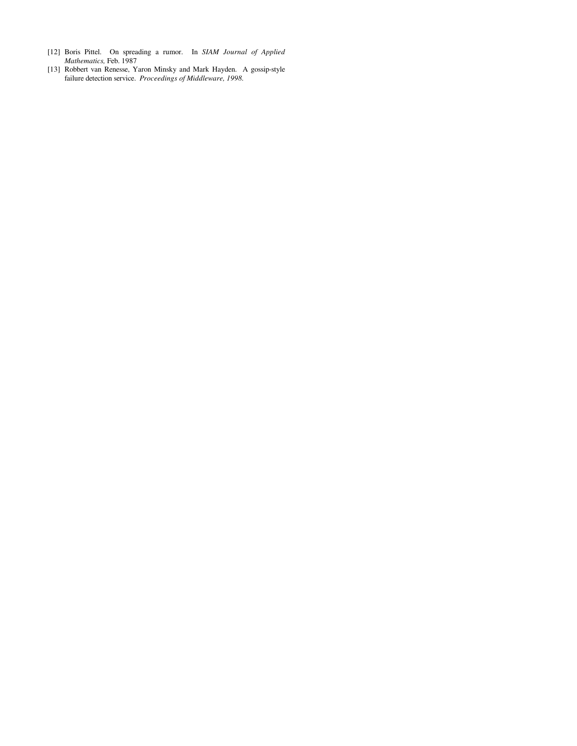[12] Boris Pittel. On spreading a rumor. In *SIAM Journal of Applied Mathematics*, Feb. 1987

[13] Robbert van Renesse, Yaron Minsky and Mark Hayden. A gossip-style failure detection service. *Proceedings of Middleware, 1998.*